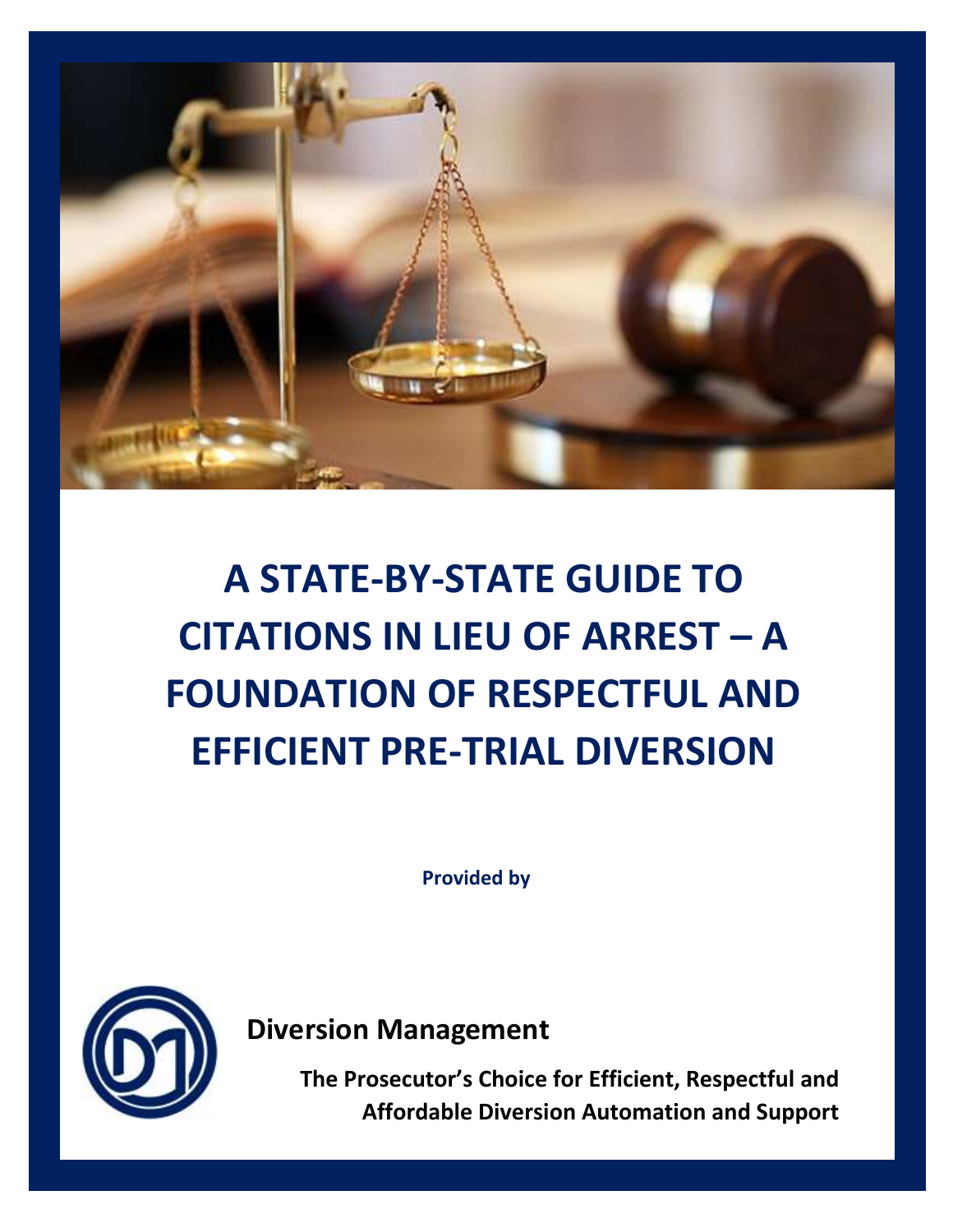# A STATE-BY-STATE GUIDE TO CITATIONS IN LIEU OF ARREST – A FOUNDATION OF RESPECTFUL AND EFFICIENT PRE-TRIAL DIVERSION

**Provided by**

**Diversion Management**

**The Prosecutor's Choice for Efficient, Respectful and Affordable Diversion Automation and Support**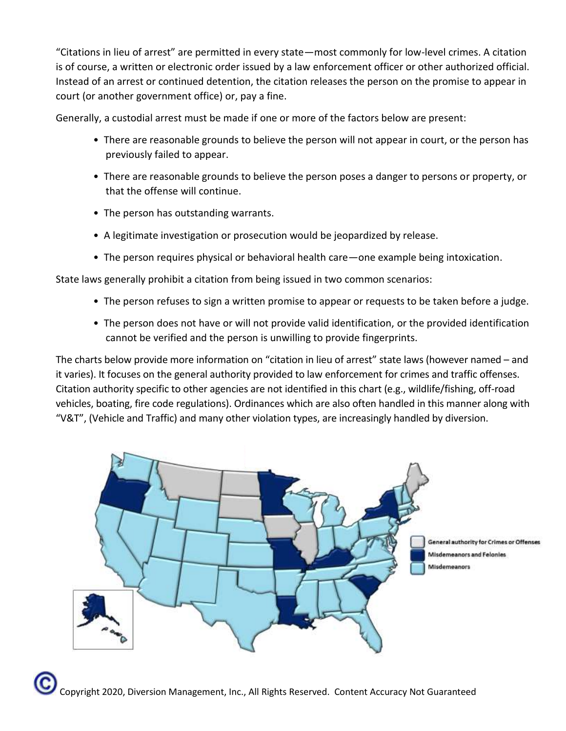“Citations in lieu of arrest” are permitted in every state—most commonly for low-level crimes. A citation is of course, a written or electronic order issued by a law enforcement officer or other authorized official. Instead of an arrest or continued detention, the citation releases the person on the promise to appear in court (or another government office) or, pay a fine.

Generally, a custodial arrest must be made if one or more of the factors below are present:

- There are reasonable grounds to believe the person will not appear in court, or the person has previously failed to appear.
- There are reasonable grounds to believe the person poses a danger to persons or property, or that the offense will continue.
- The person has outstanding warrants.
- A legitimate investigation or prosecution would be jeopardized by release.
- The person requires physical or behavioral health care—one example being intoxication.

State laws generally prohibit a citation from being issued in two common scenarios:

- The person refuses to sign a written promise to appear or requests to be taken before a judge.
- The person does not have or will not provide valid identification, or the provided identification cannot be verified and the person is unwilling to provide fingerprints.

The charts below provide more information on “citation in lieu of arrest” state laws (however named – and it varies). It focuses on the general authority provided to law enforcement for crimes and traffic offenses. Citation authority specific to other agencies are not identified in this chart (e.g., wildlife/fishing, off-road vehicles, boating, fire code regulations). Ordinances which are also often handled in this manner along with “V&T”, (Vehicle and Traffic) and many other violation types, are increasingly handled by diversion.

General authority for Crimes or Offenses
Misdemeanors and Felonies
Misdemeanors

Copyright 2020, Diversion Management, Inc., All Rights Reserved. Content Accuracy Not Guaranteed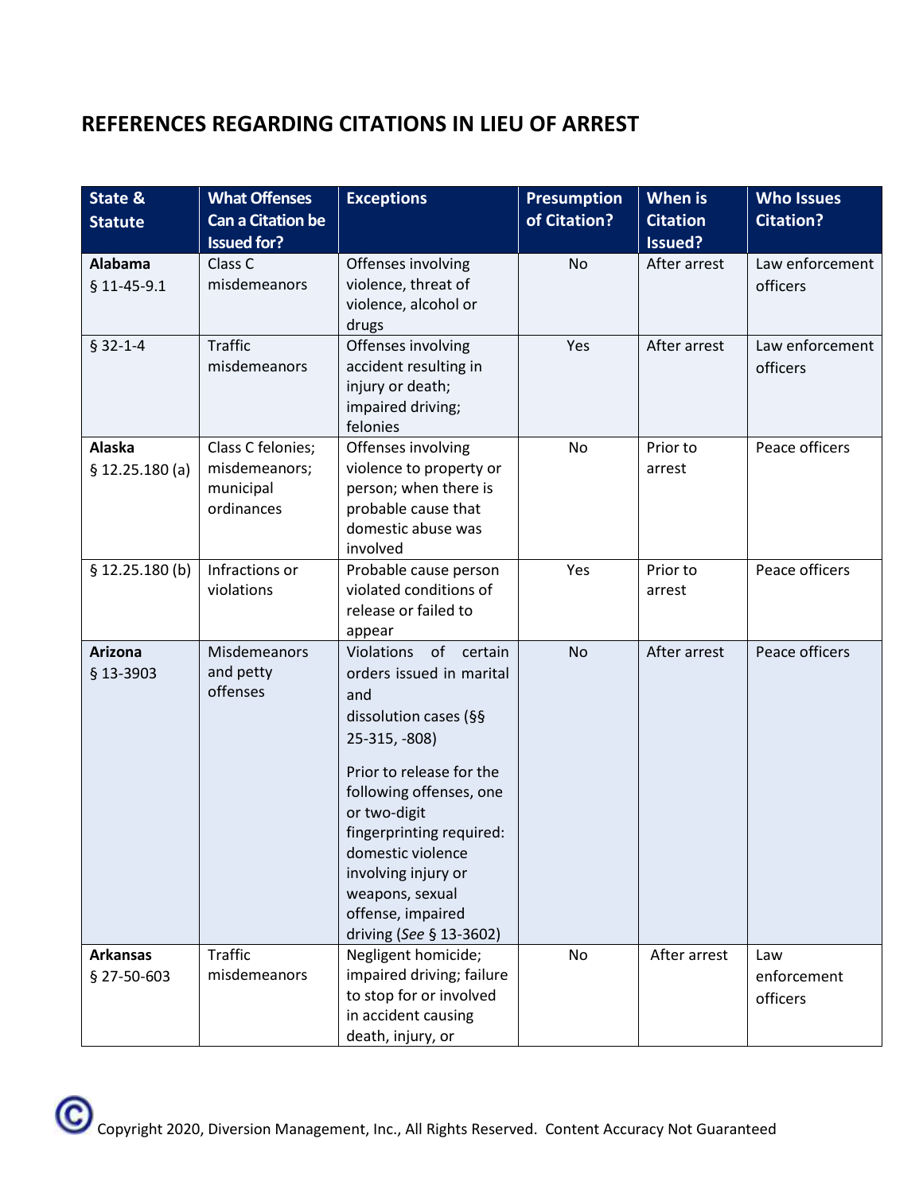## REFERENCES REGARDING CITATIONS IN LIEU OF ARREST

| State & Statute | What Offenses Can a Citation be Issued for? | Exceptions | Presumption of Citation? | When is Citation Issued? | Who Issues Citation? |
|---|---|---|---|---|---|
| **Alabama** § 11-45-9.1 | Class C misdemeanors | Offenses involving violence, threat of violence, alcohol or drugs | No | After arrest | Law enforcement officers |
| § 32-1-4 | Traffic misdemeanors | Offenses involving accident resulting in injury or death; impaired driving; felonies | Yes | After arrest | Law enforcement officers |
| **Alaska** § 12.25.180 (a) | Class C felonies; misdemeanors; municipal ordinances | Offenses involving violence to property or person; when there is probable cause that domestic abuse was involved | No | Prior to arrest | Peace officers |
| § 12.25.180 (b) | Infractions or violations | Probable cause person violated conditions of release or failed to appear | Yes | Prior to arrest | Peace officers |
| **Arizona** § 13-3903 | Misdemeanors and petty offenses | Violations of certain orders issued in marital and dissolution cases (§§ 25-315, -808)<br><br>Prior to release for the following offenses, one or two-digit fingerprinting required: domestic violence involving injury or weapons, sexual offense, impaired driving (*See* § 13-3602) | No | After arrest | Peace officers |
| **Arkansas** § 27-50-603 | Traffic misdemeanors | Negligent homicide; impaired driving; failure to stop for or involved in accident causing death, injury, or | No | After arrest | Law enforcement officers |

Copyright 2020, Diversion Management, Inc., All Rights Reserved. Content Accuracy Not Guaranteed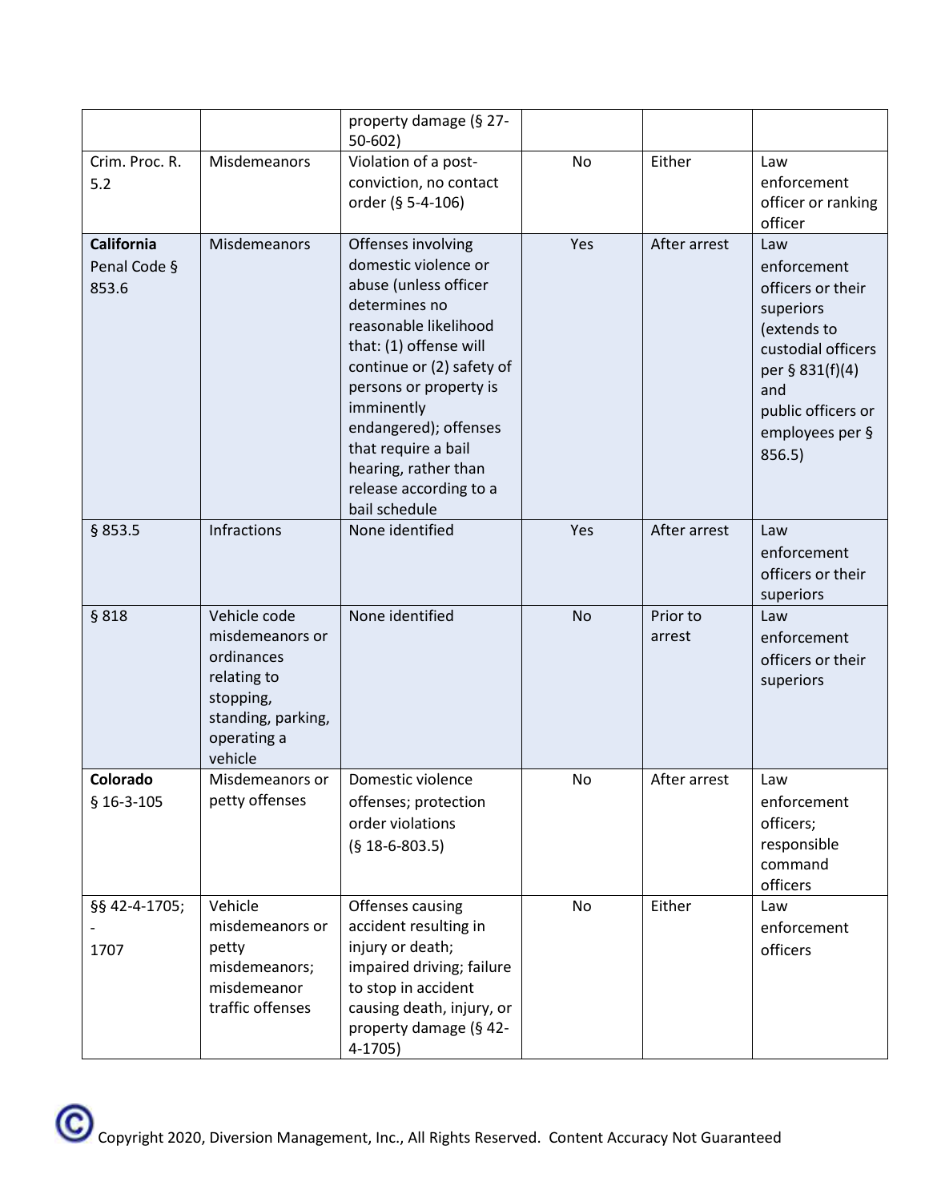| | | property damage (§ 27-50-602) | | | |
|---|---|---|---|---|---|
| Crim. Proc. R. 5.2 | Misdemeanors | Violation of a post-conviction, no contact order (§ 5-4-106) | No | Either | Law enforcement officer or ranking officer |
| **California** Penal Code § 853.6 | Misdemeanors | Offenses involving domestic violence or abuse (unless officer determines no reasonable likelihood that: (1) offense will continue or (2) safety of persons or property is imminently endangered); offenses that require a bail hearing, rather than release according to a bail schedule | Yes | After arrest | Law enforcement officers or their superiors (extends to custodial officers per § 831(f)(4) and public officers or employees per § 856.5) |
| § 853.5 | Infractions | None identified | Yes | After arrest | Law enforcement officers or their superiors |
| § 818 | Vehicle code misdemeanors or ordinances relating to stopping, standing, parking, operating a vehicle | None identified | No | Prior to arrest | Law enforcement officers or their superiors |
| **Colorado** § 16-3-105 | Misdemeanors or petty offenses | Domestic violence offenses; protection order violations (§ 18-6-803.5) | No | After arrest | Law enforcement officers; responsible command officers |
| §§ 42-4-1705; -1707 | Vehicle misdemeanors or petty misdemeanors; misdemeanor traffic offenses | Offenses causing accident resulting in injury or death; impaired driving; failure to stop in accident causing death, injury, or property damage (§ 42-4-1705) | No | Either | Law enforcement officers |

Copyright 2020, Diversion Management, Inc., All Rights Reserved. Content Accuracy Not Guaranteed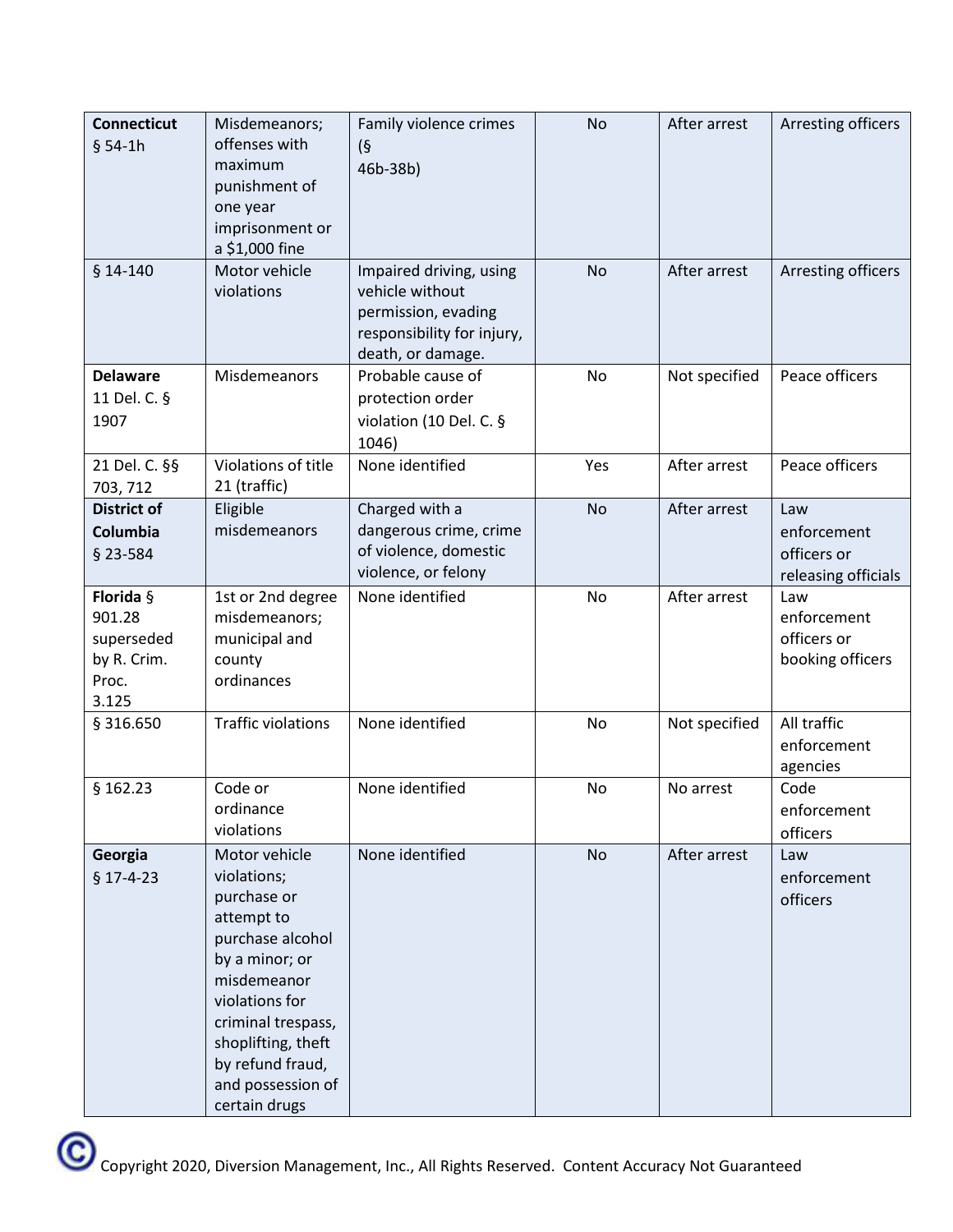| **Connecticut** § 54-1h | Misdemeanors; offenses with maximum punishment of one year imprisonment or a $1,000 fine | Family violence crimes (§ 46b-38b) | No | After arrest | Arresting officers |
|---|---|---|---|---|---|
| § 14-140 | Motor vehicle violations | Impaired driving, using vehicle without permission, evading responsibility for injury, death, or damage. | No | After arrest | Arresting officers |
| **Delaware** 11 Del. C. § 1907 | Misdemeanors | Probable cause of protection order violation (10 Del. C. § 1046) | No | Not specified | Peace officers |
| 21 Del. C. §§ 703, 712 | Violations of title 21 (traffic) | None identified | Yes | After arrest | Peace officers |
| **District of Columbia** § 23-584 | Eligible misdemeanors | Charged with a dangerous crime, crime of violence, domestic violence, or felony | No | After arrest | Law enforcement officers or releasing officials |
| **Florida** § 901.28 superseded by R. Crim. Proc. 3.125 | 1st or 2nd degree misdemeanors; municipal and county ordinances | None identified | No | After arrest | Law enforcement officers or booking officers |
| § 316.650 | Traffic violations | None identified | No | Not specified | All traffic enforcement agencies |
| § 162.23 | Code or ordinance violations | None identified | No | No arrest | Code enforcement officers |
| **Georgia** § 17-4-23 | Motor vehicle violations; purchase or attempt to purchase alcohol by a minor; or misdemeanor violations for criminal trespass, shoplifting, theft by refund fraud, and possession of certain drugs | None identified | No | After arrest | Law enforcement officers |

Copyright 2020, Diversion Management, Inc., All Rights Reserved. Content Accuracy Not Guaranteed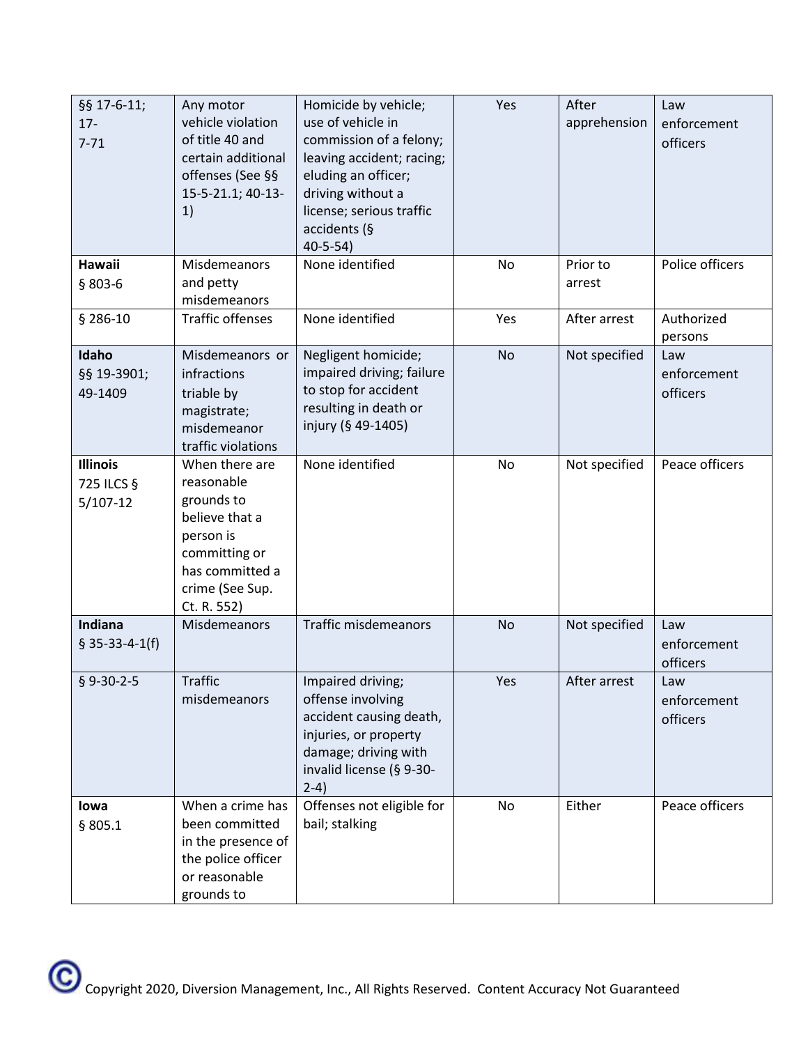| | | | | | |
|---|---|---|---|---|---|
| §§ 17-6-11; 17-7-71 | Any motor vehicle violation of title 40 and certain additional offenses (See §§ 15-5-21.1; 40-13-1) | Homicide by vehicle; use of vehicle in commission of a felony; leaving accident; racing; eluding an officer; driving without a license; serious traffic accidents (§ 40-5-54) | Yes | After apprehension | Law enforcement officers |
| **Hawaii** § 803-6 | Misdemeanors and petty misdemeanors | None identified | No | Prior to arrest | Police officers |
| § 286-10 | Traffic offenses | None identified | Yes | After arrest | Authorized persons |
| **Idaho** §§ 19-3901; 49-1409 | Misdemeanors or infractions triable by magistrate; misdemeanor traffic violations | Negligent homicide; impaired driving; failure to stop for accident resulting in death or injury (§ 49-1405) | No | Not specified | Law enforcement officers |
| **Illinois** 725 ILCS § 5/107-12 | When there are reasonable grounds to believe that a person is committing or has committed a crime (See Sup. Ct. R. 552) | None identified | No | Not specified | Peace officers |
| **Indiana** § 35-33-4-1(f) | Misdemeanors | Traffic misdemeanors | No | Not specified | Law enforcement officers |
| § 9-30-2-5 | Traffic misdemeanors | Impaired driving; offense involving accident causing death, injuries, or property damage; driving with invalid license (§ 9-30-2-4) | Yes | After arrest | Law enforcement officers |
| **Iowa** § 805.1 | When a crime has been committed in the presence of the police officer or reasonable grounds to | Offenses not eligible for bail; stalking | No | Either | Peace officers |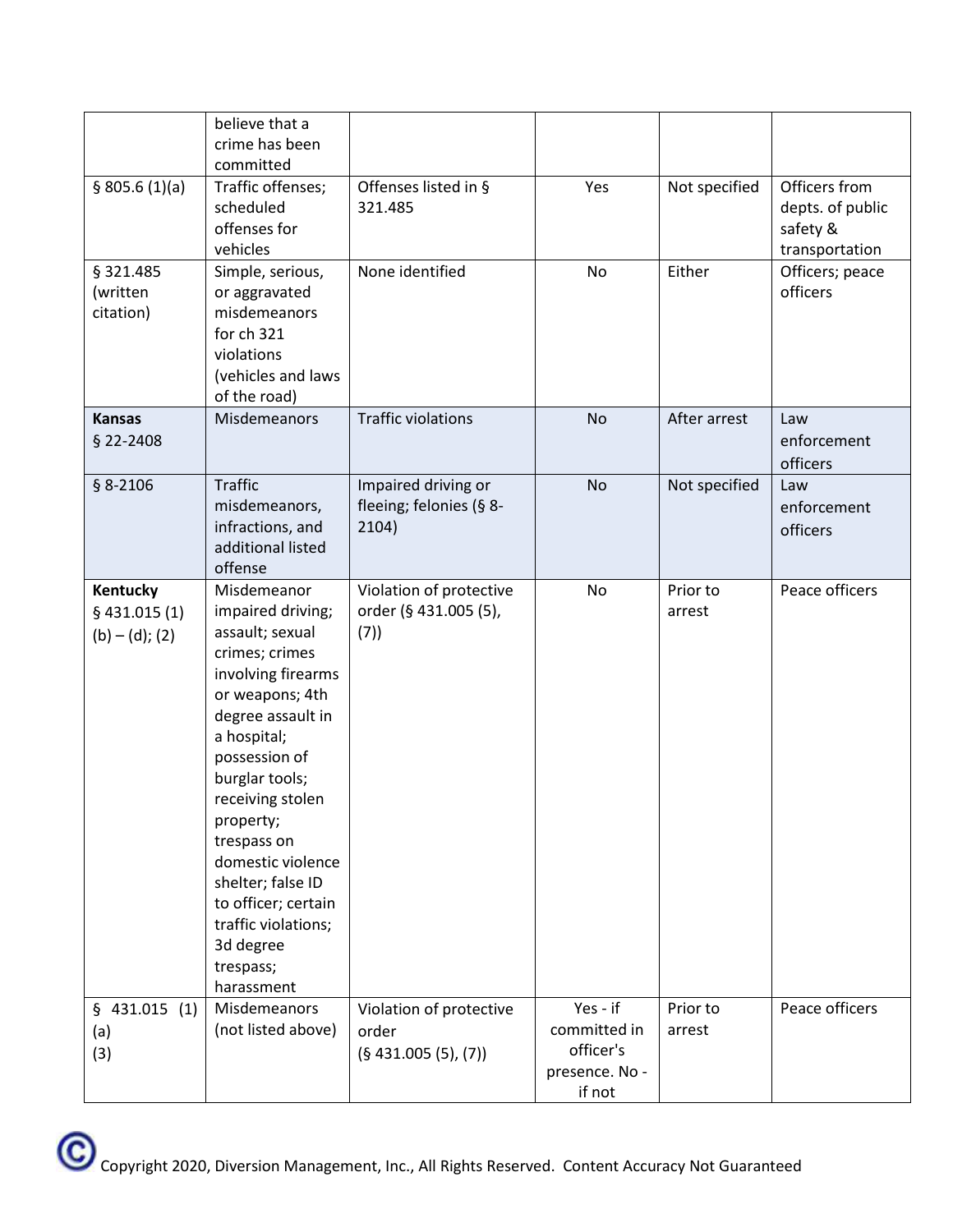| | believe that a crime has been committed | | | | |
|---|---|---|---|---|---|
| § 805.6 (1)(a) | Traffic offenses; scheduled offenses for vehicles | Offenses listed in § 321.485 | Yes | Not specified | Officers from depts. of public safety & transportation |
| § 321.485 (written citation) | Simple, serious, or aggravated misdemeanors for ch 321 violations (vehicles and laws of the road) | None identified | No | Either | Officers; peace officers |
| **Kansas** § 22-2408 | Misdemeanors | Traffic violations | No | After arrest | Law enforcement officers |
| § 8-2106 | Traffic misdemeanors, infractions, and additional listed offense | Impaired driving or fleeing; felonies (§ 8-2104) | No | Not specified | Law enforcement officers |
| **Kentucky** § 431.015 (1) (b) – (d); (2) | Misdemeanor impaired driving; assault; sexual crimes; crimes involving firearms or weapons; 4th degree assault in a hospital; possession of burglar tools; receiving stolen property; trespass on domestic violence shelter; false ID to officer; certain traffic violations; 3d degree trespass; harassment | Violation of protective order (§ 431.005 (5), (7)) | No | Prior to arrest | Peace officers |
| § 431.015 (1) (a) (3) | Misdemeanors (not listed above) | Violation of protective order (§ 431.005 (5), (7)) | Yes - if committed in officer's presence. No - if not | Prior to arrest | Peace officers |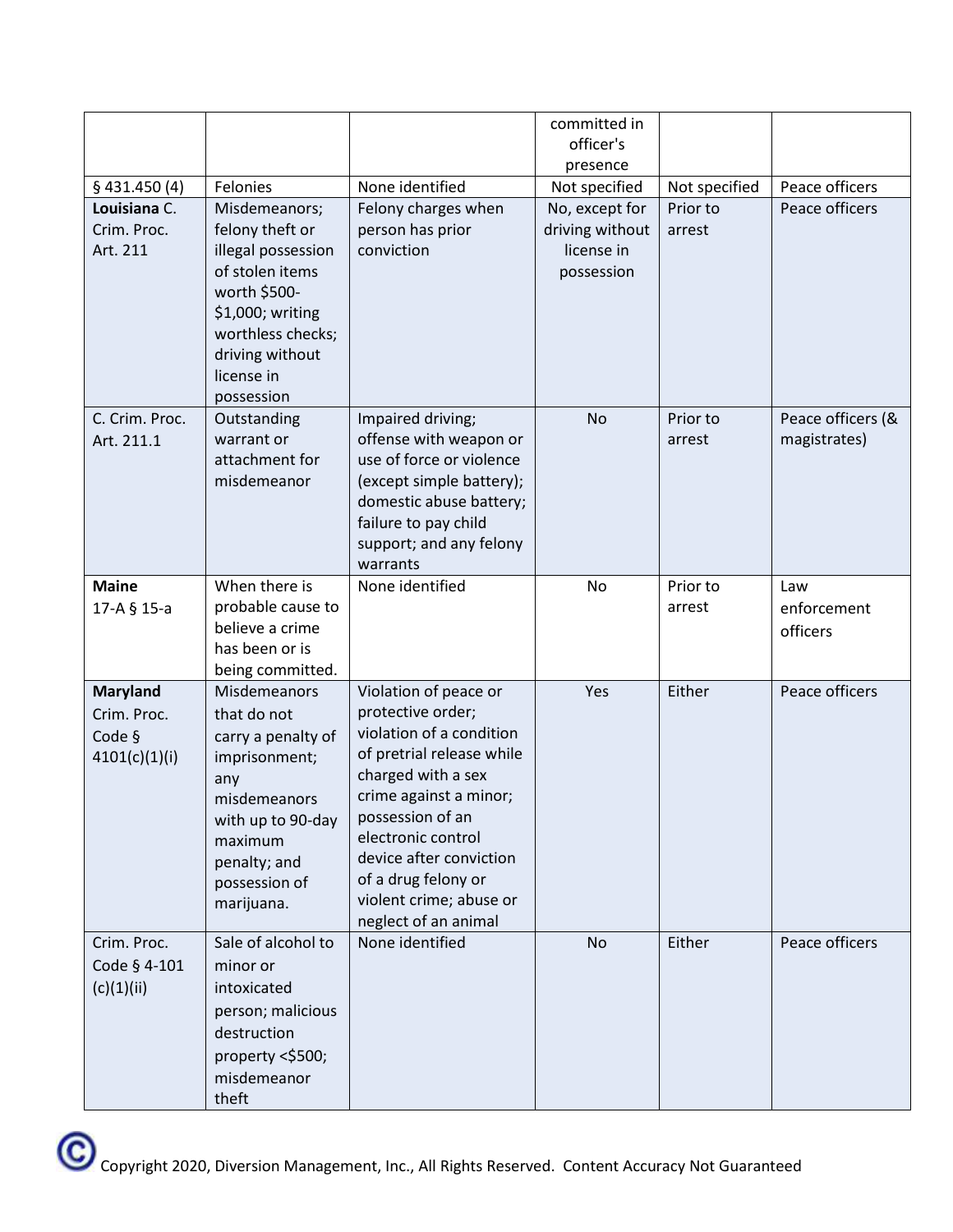| | | | committed in officer's presence | | |
|---|---|---|---|---|---|
| § 431.450 (4) | Felonies | None identified | Not specified | Not specified | Peace officers |
| **Louisiana** C. Crim. Proc. Art. 211 | Misdemeanors; felony theft or illegal possession of stolen items worth $500-$1,000; writing worthless checks; driving without license in possession | Felony charges when person has prior conviction | No, except for driving without license in possession | Prior to arrest | Peace officers |
| C. Crim. Proc. Art. 211.1 | Outstanding warrant or attachment for misdemeanor | Impaired driving; offense with weapon or use of force or violence (except simple battery); domestic abuse battery; failure to pay child support; and any felony warrants | No | Prior to arrest | Peace officers (& magistrates) |
| **Maine** 17-A § 15-a | When there is probable cause to believe a crime has been or is being committed. | None identified | No | Prior to arrest | Law enforcement officers |
| **Maryland** Crim. Proc. Code § 4101(c)(1)(i) | Misdemeanors that do not carry a penalty of imprisonment; any misdemeanors with up to 90-day maximum penalty; and possession of marijuana. | Violation of peace or protective order; violation of a condition of pretrial release while charged with a sex crime against a minor; possession of an electronic control device after conviction of a drug felony or violent crime; abuse or neglect of an animal | Yes | Either | Peace officers |
| Crim. Proc. Code § 4-101 (c)(1)(ii) | Sale of alcohol to minor or intoxicated person; malicious destruction property <$500; misdemeanor theft | None identified | No | Either | Peace officers |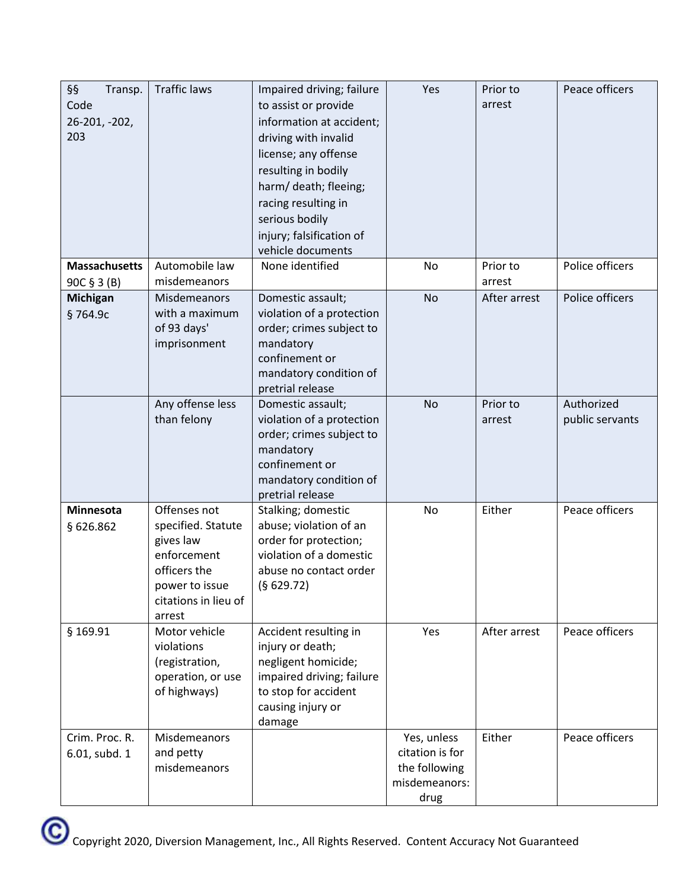| §§ Transp. Code 26-201, -202, 203 | Traffic laws | Impaired driving; failure to assist or provide information at accident; driving with invalid license; any offense resulting in bodily harm/ death; fleeing; racing resulting in serious bodily injury; falsification of vehicle documents | Yes | Prior to arrest | Peace officers |
|---|---|---|---|---|---|
| **Massachusetts** 90C § 3 (B) | Automobile law misdemeanors | None identified | No | Prior to arrest | Police officers |
| **Michigan** § 764.9c | Misdemeanors with a maximum of 93 days' imprisonment | Domestic assault; violation of a protection order; crimes subject to mandatory confinement or mandatory condition of pretrial release | No | After arrest | Police officers |
| | Any offense less than felony | Domestic assault; violation of a protection order; crimes subject to mandatory confinement or mandatory condition of pretrial release | No | Prior to arrest | Authorized public servants |
| **Minnesota** § 626.862 | Offenses not specified. Statute gives law enforcement officers the power to issue citations in lieu of arrest | Stalking; domestic abuse; violation of an order for protection; violation of a domestic abuse no contact order (§ 629.72) | No | Either | Peace officers |
| § 169.91 | Motor vehicle violations (registration, operation, or use of highways) | Accident resulting in injury or death; negligent homicide; impaired driving; failure to stop for accident causing injury or damage | Yes | After arrest | Peace officers |
| Crim. Proc. R. 6.01, subd. 1 | Misdemeanors and petty misdemeanors | | Yes, unless citation is for the following misdemeanors: drug | Either | Peace officers |

Copyright 2020, Diversion Management, Inc., All Rights Reserved. Content Accuracy Not Guaranteed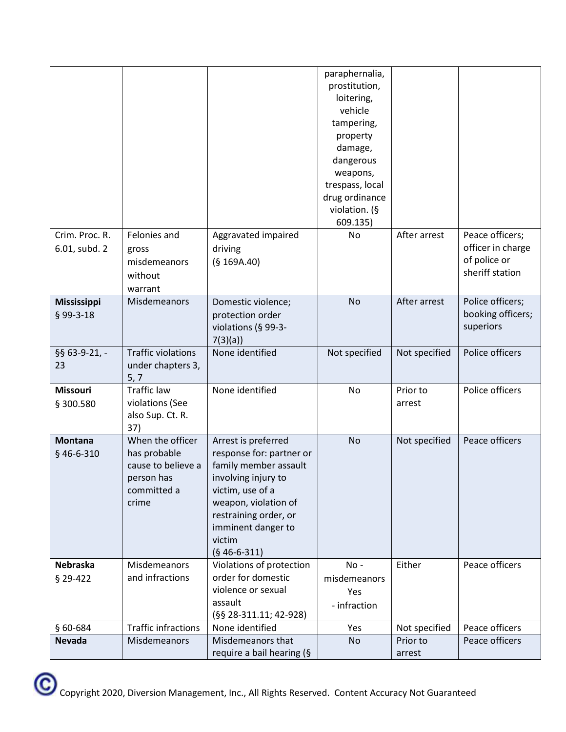| | | | paraphernalia, prostitution, loitering, vehicle tampering, property damage, dangerous weapons, trespass, local drug ordinance violation. (§ 609.135) | | |
|---|---|---|---|---|---|
| Crim. Proc. R. 6.01, subd. 2 | Felonies and gross misdemeanors without warrant | Aggravated impaired driving (§ 169A.40) | No | After arrest | Peace officers; officer in charge of police or sheriff station |
| **Mississippi** § 99-3-18 | Misdemeanors | Domestic violence; protection order violations (§ 99-3-7(3)(a)) | No | After arrest | Police officers; booking officers; superiors |
| §§ 63-9-21, -23 | Traffic violations under chapters 3, 5, 7 | None identified | Not specified | Not specified | Police officers |
| **Missouri** § 300.580 | Traffic law violations (See also Sup. Ct. R. 37) | None identified | No | Prior to arrest | Police officers |
| **Montana** § 46-6-310 | When the officer has probable cause to believe a person has committed a crime | Arrest is preferred response for: partner or family member assault involving injury to victim, use of a weapon, violation of restraining order, or imminent danger to victim (§ 46-6-311) | No | Not specified | Peace officers |
| **Nebraska** § 29-422 | Misdemeanors and infractions | Violations of protection order for domestic violence or sexual assault (§§ 28-311.11; 42-928) | No - misdemeanors Yes - infraction | Either | Peace officers |
| § 60-684 | Traffic infractions | None identified | Yes | Not specified | Peace officers |
| **Nevada** | Misdemeanors | Misdemeanors that require a bail hearing (§ | No | Prior to arrest | Peace officers |

Copyright 2020, Diversion Management, Inc., All Rights Reserved. Content Accuracy Not Guaranteed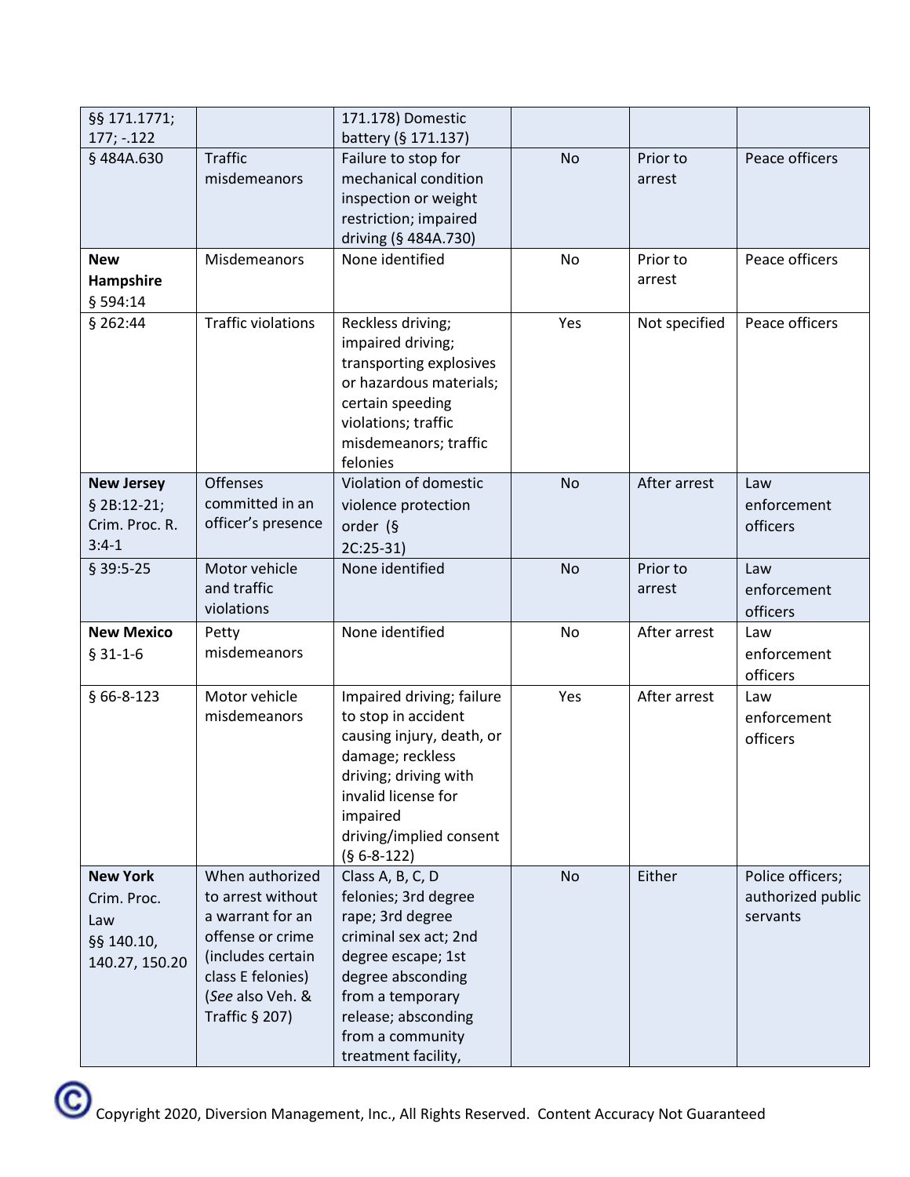| | | | | | |
|---|---|---|---|---|---|
| §§ 171.1771; 177; -.122 | | 171.178) Domestic battery (§ 171.137) | | | |
| § 484A.630 | Traffic misdemeanors | Failure to stop for mechanical condition inspection or weight restriction; impaired driving (§ 484A.730) | No | Prior to arrest | Peace officers |
| **New Hampshire** § 594:14 | Misdemeanors | None identified | No | Prior to arrest | Peace officers |
| § 262:44 | Traffic violations | Reckless driving; impaired driving; transporting explosives or hazardous materials; certain speeding violations; traffic misdemeanors; traffic felonies | Yes | Not specified | Peace officers |
| **New Jersey** § 2B:12-21; Crim. Proc. R. 3:4-1 | Offenses committed in an officer's presence | Violation of domestic violence protection order (§ 2C:25-31) | No | After arrest | Law enforcement officers |
| § 39:5-25 | Motor vehicle and traffic violations | None identified | No | Prior to arrest | Law enforcement officers |
| **New Mexico** § 31-1-6 | Petty misdemeanors | None identified | No | After arrest | Law enforcement officers |
| § 66-8-123 | Motor vehicle misdemeanors | Impaired driving; failure to stop in accident causing injury, death, or damage; reckless driving; driving with invalid license for impaired driving/implied consent (§ 6-8-122) | Yes | After arrest | Law enforcement officers |
| **New York** Crim. Proc. Law §§ 140.10, 140.27, 150.20 | When authorized to arrest without a warrant for an offense or crime (includes certain class E felonies) (*See* also Veh. & Traffic § 207) | Class A, B, C, D felonies; 3rd degree rape; 3rd degree criminal sex act; 2nd degree escape; 1st degree absconding from a temporary release; absconding from a community treatment facility, | No | Either | Police officers; authorized public servants |

Copyright 2020, Diversion Management, Inc., All Rights Reserved. Content Accuracy Not Guaranteed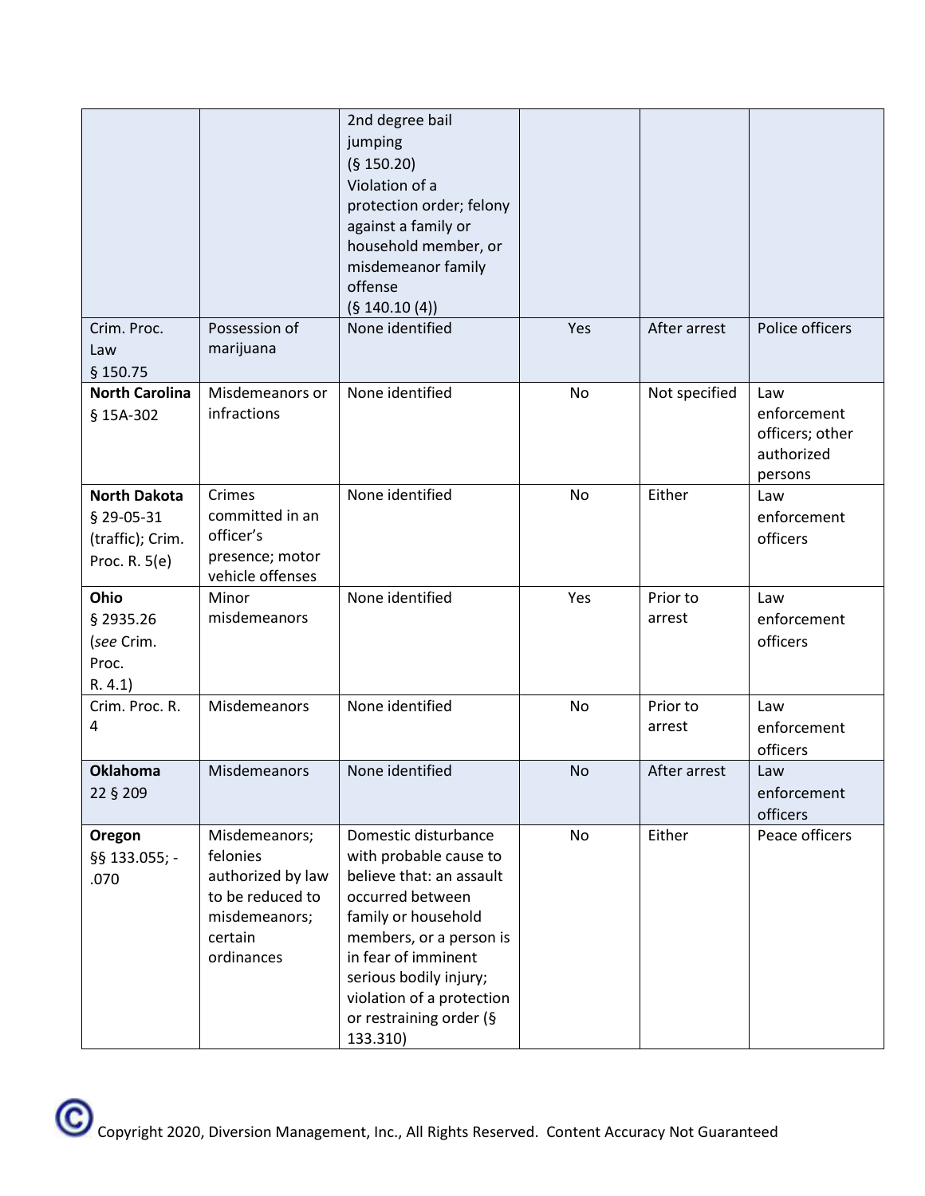| | | 2nd degree bail jumping (§ 150.20) Violation of a protection order; felony against a family or household member, or misdemeanor family offense (§ 140.10 (4)) | | | |
|---|---|---|---|---|---|
| Crim. Proc. Law § 150.75 | Possession of marijuana | None identified | Yes | After arrest | Police officers |
| **North Carolina** § 15A-302 | Misdemeanors or infractions | None identified | No | Not specified | Law enforcement officers; other authorized persons |
| **North Dakota** § 29-05-31 (traffic); Crim. Proc. R. 5(e) | Crimes committed in an officer's presence; motor vehicle offenses | None identified | No | Either | Law enforcement officers |
| **Ohio** § 2935.26 (*see* Crim. Proc. R. 4.1) | Minor misdemeanors | None identified | Yes | Prior to arrest | Law enforcement officers |
| Crim. Proc. R. 4 | Misdemeanors | None identified | No | Prior to arrest | Law enforcement officers |
| **Oklahoma** 22 § 209 | Misdemeanors | None identified | No | After arrest | Law enforcement officers |
| **Oregon** §§ 133.055; -.070 | Misdemeanors; felonies authorized by law to be reduced to misdemeanors; certain ordinances | Domestic disturbance with probable cause to believe that: an assault occurred between family or household members, or a person is in fear of imminent serious bodily injury; violation of a protection or restraining order (§ 133.310) | No | Either | Peace officers |

Copyright 2020, Diversion Management, Inc., All Rights Reserved. Content Accuracy Not Guaranteed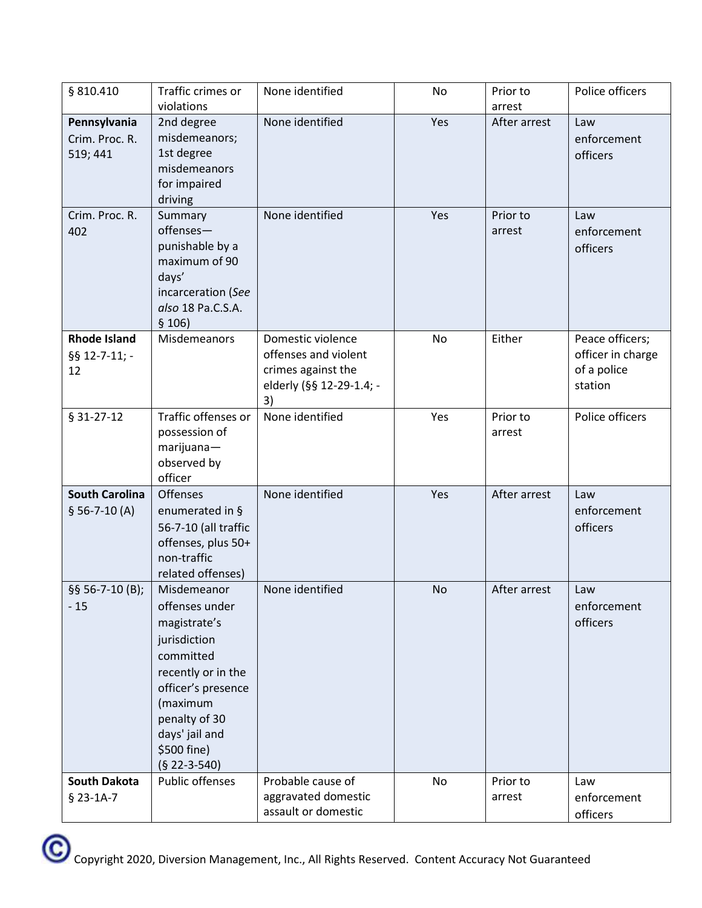| § 810.410 | Traffic crimes or violations | None identified | No | Prior to arrest | Police officers |
|---|---|---|---|---|---|
| **Pennsylvania** Crim. Proc. R. 519; 441 | 2nd degree misdemeanors; 1st degree misdemeanors for impaired driving | None identified | Yes | After arrest | Law enforcement officers |
| Crim. Proc. R. 402 | Summary offenses—punishable by a maximum of 90 days' incarceration (*See also* 18 Pa.C.S.A. § 106) | None identified | Yes | Prior to arrest | Law enforcement officers |
| **Rhode Island** §§ 12-7-11; -12 | Misdemeanors | Domestic violence offenses and violent crimes against the elderly (§§ 12-29-1.4; -3) | No | Either | Peace officers; officer in charge of a police station |
| § 31-27-12 | Traffic offenses or possession of marijuana—observed by officer | None identified | Yes | Prior to arrest | Police officers |
| **South Carolina** § 56-7-10 (A) | Offenses enumerated in § 56-7-10 (all traffic offenses, plus 50+ non-traffic related offenses) | None identified | Yes | After arrest | Law enforcement officers |
| §§ 56-7-10 (B); -15 | Misdemeanor offenses under magistrate's jurisdiction committed recently or in the officer's presence (maximum penalty of 30 days' jail and $500 fine) (§ 22-3-540) | None identified | No | After arrest | Law enforcement officers |
| **South Dakota** § 23-1A-7 | Public offenses | Probable cause of aggravated domestic assault or domestic | No | Prior to arrest | Law enforcement officers |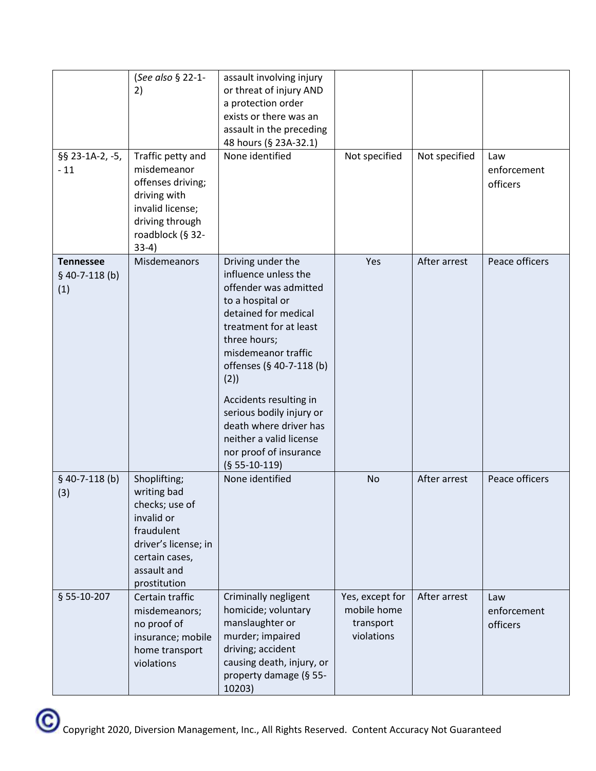| | | | | | |
|---|---|---|---|---|---|
| | (*See also* § 22-1-2) | assault involving injury or threat of injury AND a protection order exists or there was an assault in the preceding 48 hours (§ 23A-32.1) | | | |
| §§ 23-1A-2, -5, - 11 | Traffic petty and misdemeanor offenses driving; driving with invalid license; driving through roadblock (§ 32-33-4) | None identified | Not specified | Not specified | Law enforcement officers |
| **Tennessee** § 40-7-118 (b)(1) | Misdemeanors | Driving under the influence unless the offender was admitted to a hospital or detained for medical treatment for at least three hours; misdemeanor traffic offenses (§ 40-7-118 (b)(2))<br><br>Accidents resulting in serious bodily injury or death where driver has neither a valid license nor proof of insurance (§ 55-10-119) | Yes | After arrest | Peace officers |
| § 40-7-118 (b)(3) | Shoplifting; writing bad checks; use of invalid or fraudulent driver's license; in certain cases, assault and prostitution | None identified | No | After arrest | Peace officers |
| § 55-10-207 | Certain traffic misdemeanors; no proof of insurance; mobile home transport violations | Criminally negligent homicide; voluntary manslaughter or murder; impaired driving; accident causing death, injury, or property damage (§ 55-10203) | Yes, except for mobile home transport violations | After arrest | Law enforcement officers |

Copyright 2020, Diversion Management, Inc., All Rights Reserved. Content Accuracy Not Guaranteed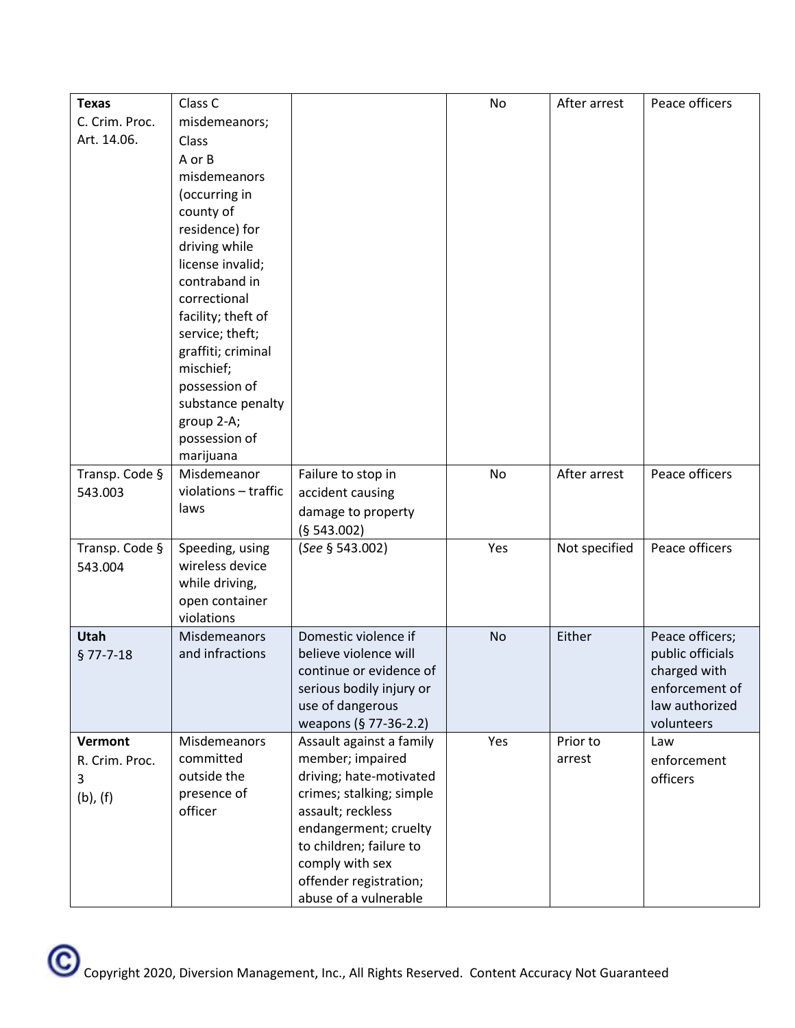| | | | | | |
|---|---|---|---|---|---|
| **Texas** C. Crim. Proc. Art. 14.06. | Class C misdemeanors; Class A or B misdemeanors (occurring in county of residence) for driving while license invalid; contraband in correctional facility; theft of service; theft; graffiti; criminal mischief; possession of substance penalty group 2-A; possession of marijuana | | No | After arrest | Peace officers |
| Transp. Code § 543.003 | Misdemeanor violations – traffic laws | Failure to stop in accident causing damage to property (§ 543.002) | No | After arrest | Peace officers |
| Transp. Code § 543.004 | Speeding, using wireless device while driving, open container violations | (*See* § 543.002) | Yes | Not specified | Peace officers |
| **Utah** § 77-7-18 | Misdemeanors and infractions | Domestic violence if believe violence will continue or evidence of serious bodily injury or use of dangerous weapons (§ 77-36-2.2) | No | Either | Peace officers; public officials charged with enforcement of law authorized volunteers |
| **Vermont** R. Crim. Proc. 3 (b), (f) | Misdemeanors committed outside the presence of officer | Assault against a family member; impaired driving; hate-motivated crimes; stalking; simple assault; reckless endangerment; cruelty to children; failure to comply with sex offender registration; abuse of a vulnerable | Yes | Prior to arrest | Law enforcement officers |

Copyright 2020, Diversion Management, Inc., All Rights Reserved. Content Accuracy Not Guaranteed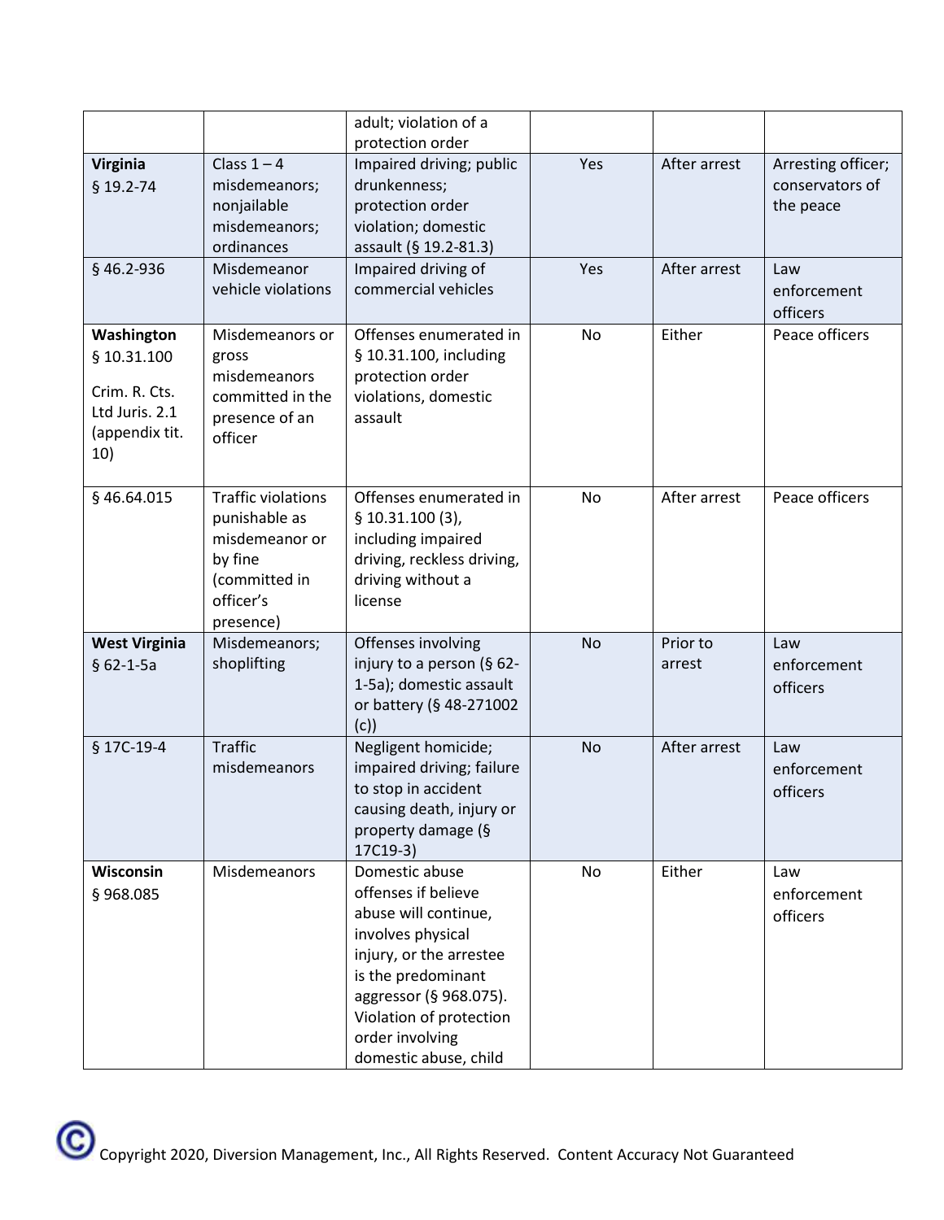| | | adult; violation of a protection order | | | |
|---|---|---|---|---|---|
| **Virginia** § 19.2-74 | Class 1 – 4 misdemeanors; nonjailable misdemeanors; ordinances | Impaired driving; public drunkenness; protection order violation; domestic assault (§ 19.2-81.3) | Yes | After arrest | Arresting officer; conservators of the peace |
| § 46.2-936 | Misdemeanor vehicle violations | Impaired driving of commercial vehicles | Yes | After arrest | Law enforcement officers |
| **Washington** § 10.31.100 Crim. R. Cts. Ltd Juris. 2.1 (appendix tit. 10) | Misdemeanors or gross misdemeanors committed in the presence of an officer | Offenses enumerated in § 10.31.100, including protection order violations, domestic assault | No | Either | Peace officers |
| § 46.64.015 | Traffic violations punishable as misdemeanor or by fine (committed in officer's presence) | Offenses enumerated in § 10.31.100 (3), including impaired driving, reckless driving, driving without a license | No | After arrest | Peace officers |
| **West Virginia** § 62-1-5a | Misdemeanors; shoplifting | Offenses involving injury to a person (§ 62-1-5a); domestic assault or battery (§ 48-271002 (c)) | No | Prior to arrest | Law enforcement officers |
| § 17C-19-4 | Traffic misdemeanors | Negligent homicide; impaired driving; failure to stop in accident causing death, injury or property damage (§ 17C19-3) | No | After arrest | Law enforcement officers |
| **Wisconsin** § 968.085 | Misdemeanors | Domestic abuse offenses if believe abuse will continue, involves physical injury, or the arrestee is the predominant aggressor (§ 968.075). Violation of protection order involving domestic abuse, child | No | Either | Law enforcement officers |

Copyright 2020, Diversion Management, Inc., All Rights Reserved. Content Accuracy Not Guaranteed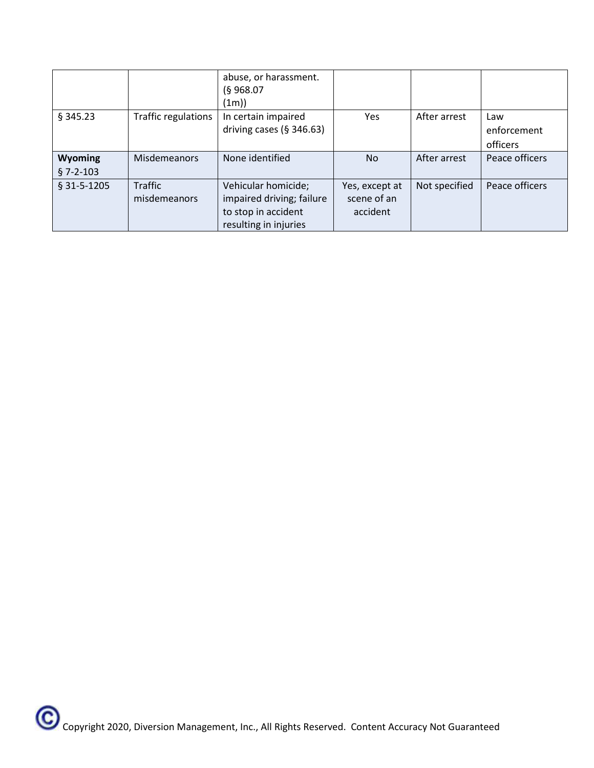| | | | | | |
|---|---|---|---|---|---|
| | | abuse, or harassment. (§ 968.07 (1m)) | | | |
| § 345.23 | Traffic regulations | In certain impaired driving cases (§ 346.63) | Yes | After arrest | Law enforcement officers |
| **Wyoming** § 7-2-103 | Misdemeanors | None identified | No | After arrest | Peace officers |
| § 31-5-1205 | Traffic misdemeanors | Vehicular homicide; impaired driving; failure to stop in accident resulting in injuries | Yes, except at scene of an accident | Not specified | Peace officers |

Copyright 2020, Diversion Management, Inc., All Rights Reserved. Content Accuracy Not Guaranteed